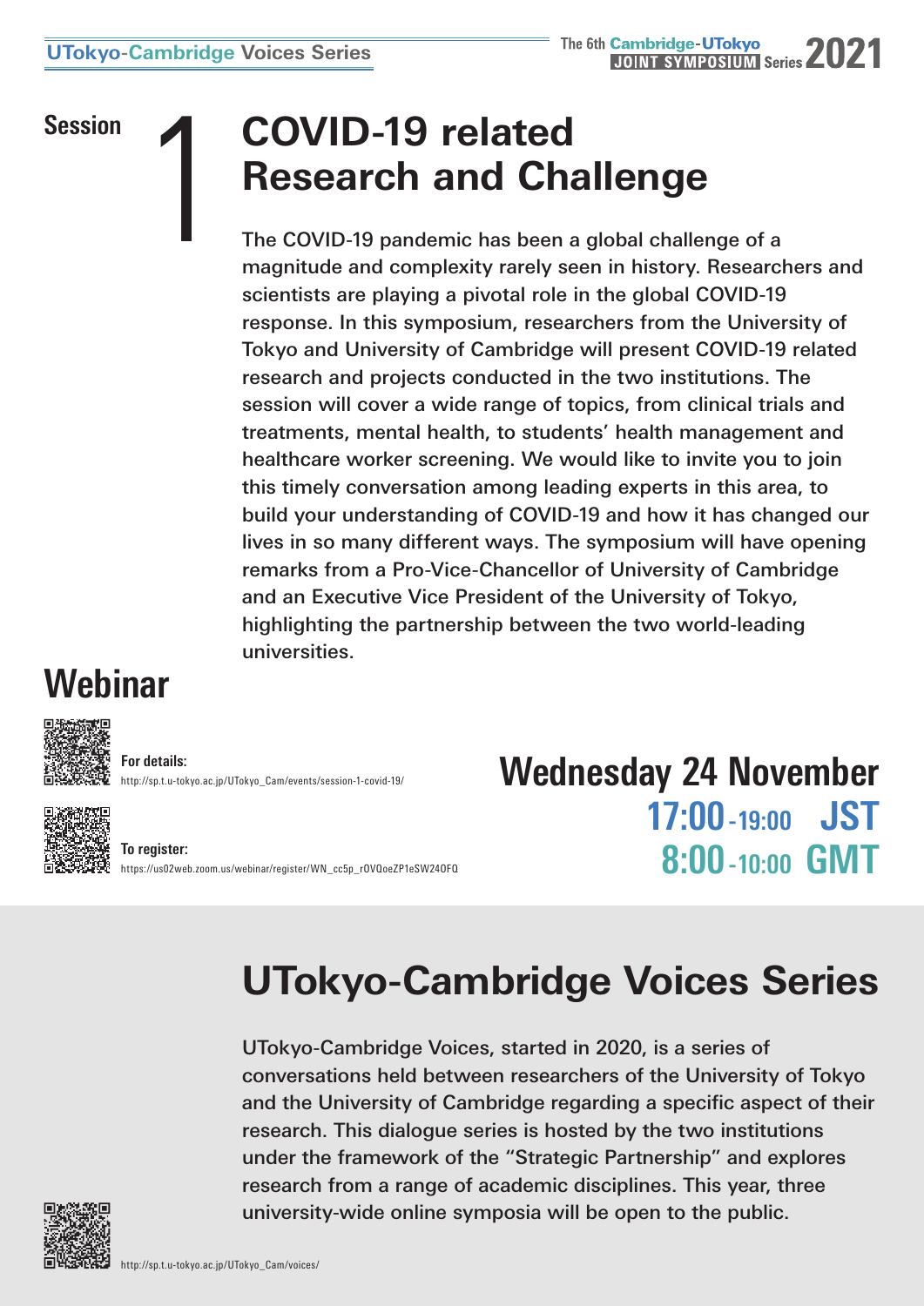UTokyo-Cambridge Voices Series

The 6th Cambridge-UTokyo JOINT SYMPOSIUM Series 2021

# Session 1 COVID-19 related Research and Challenge

The COVID-19 pandemic has been a global challenge of a magnitude and complexity rarely seen in history. Researchers and scientists are playing a pivotal role in the global COVID-19 response. In this symposium, researchers from the University of Tokyo and University of Cambridge will present COVID-19 related research and projects conducted in the two institutions. The session will cover a wide range of topics, from clinical trials and treatments, mental health, to students' health management and healthcare worker screening. We would like to invite you to join this timely conversation among leading experts in this area, to build your understanding of COVID-19 and how it has changed our lives in so many different ways. The symposium will have opening remarks from a Pro-Vice-Chancellor of University of Cambridge and an Executive Vice President of the University of Tokyo, highlighting the partnership between the two world-leading universities.

## Webinar

**For details:**
http://sp.t.u-tokyo.ac.jp/UTokyo_Cam/events/session-1-covid-19/

**To register:**
https://us02web.zoom.us/webinar/register/WN_cc5p_rOVQoeZP1eSW24OFQ

**Wednesday 24 November**
**17:00-19:00 JST**
**8:00-10:00 GMT**

## UTokyo-Cambridge Voices Series

UTokyo-Cambridge Voices, started in 2020, is a series of conversations held between researchers of the University of Tokyo and the University of Cambridge regarding a specific aspect of their research. This dialogue series is hosted by the two institutions under the framework of the "Strategic Partnership" and explores research from a range of academic disciplines. This year, three university-wide online symposia will be open to the public.

http://sp.t.u-tokyo.ac.jp/UTokyo_Cam/voices/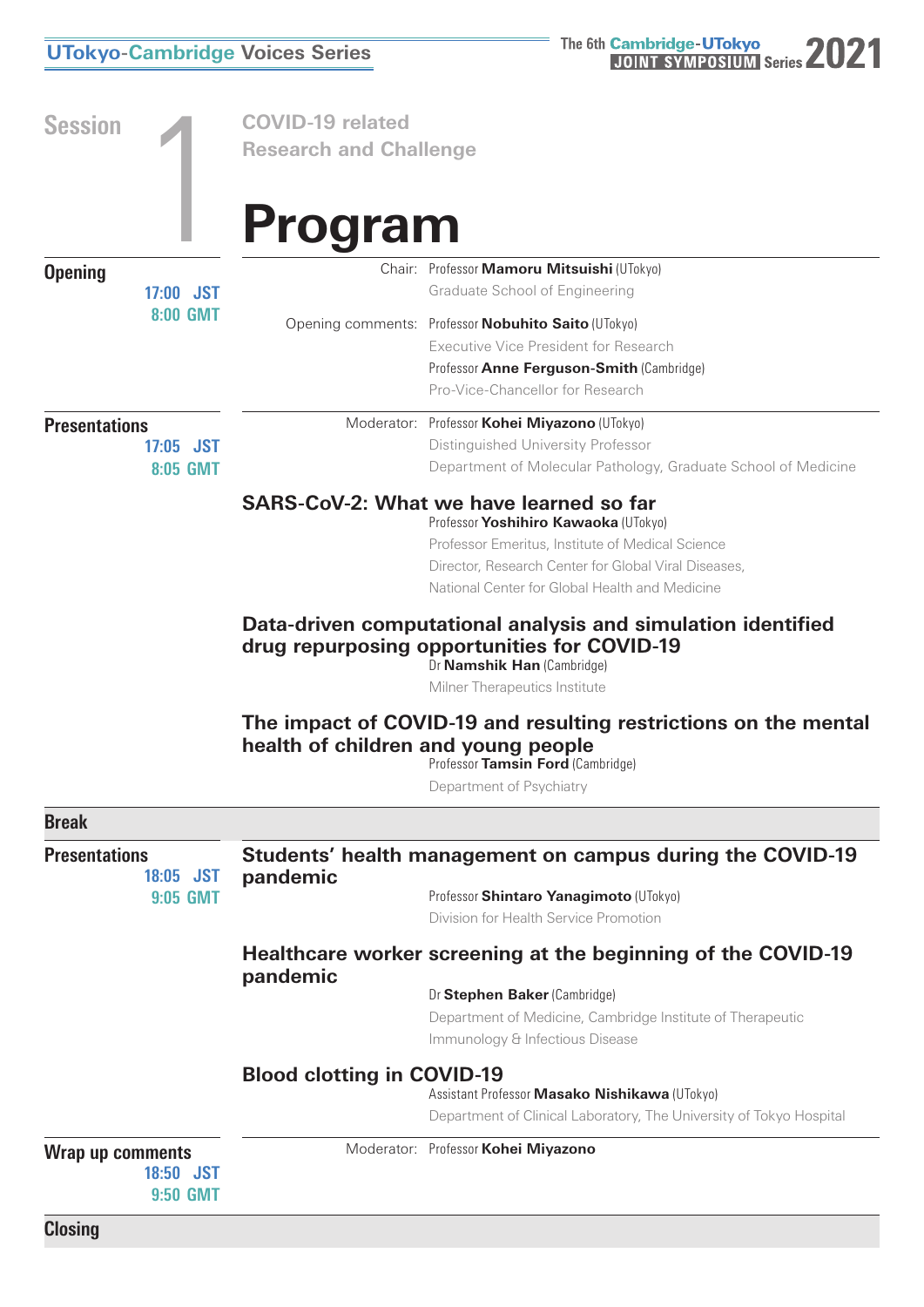# Session 1

## COVID-19 related Research and Challenge

# Program

### Opening

17:00 JST
8:00 GMT

Chair: Professor **Mamoru Mitsuishi** (UTokyo)
Graduate School of Engineering

Opening comments: Professor **Nobuhito Saito** (UTokyo)
Executive Vice President for Research
Professor **Anne Ferguson-Smith** (Cambridge)
Pro-Vice-Chancellor for Research

### Presentations

17:05 JST
8:05 GMT

Moderator: Professor **Kohei Miyazono** (UTokyo)
Distinguished University Professor
Department of Molecular Pathology, Graduate School of Medicine

**SARS-CoV-2: What we have learned so far**
Professor **Yoshihiro Kawaoka** (UTokyo)
Professor Emeritus, Institute of Medical Science
Director, Research Center for Global Viral Diseases,
National Center for Global Health and Medicine

**Data-driven computational analysis and simulation identified drug repurposing opportunities for COVID-19**
Dr **Namshik Han** (Cambridge)
Milner Therapeutics Institute

**The impact of COVID-19 and resulting restrictions on the mental health of children and young people**
Professor **Tamsin Ford** (Cambridge)
Department of Psychiatry

### Break

### Presentations

18:05 JST
9:05 GMT

**Students' health management on campus during the COVID-19 pandemic**
Professor **Shintaro Yanagimoto** (UTokyo)
Division for Health Service Promotion

**Healthcare worker screening at the beginning of the COVID-19 pandemic**
Dr **Stephen Baker** (Cambridge)
Department of Medicine, Cambridge Institute of Therapeutic Immunology & Infectious Disease

**Blood clotting in COVID-19**
Assistant Professor **Masako Nishikawa** (UTokyo)
Department of Clinical Laboratory, The University of Tokyo Hospital

### Wrap up comments

18:50 JST
9:50 GMT

Moderator: Professor **Kohei Miyazono**

### Closing